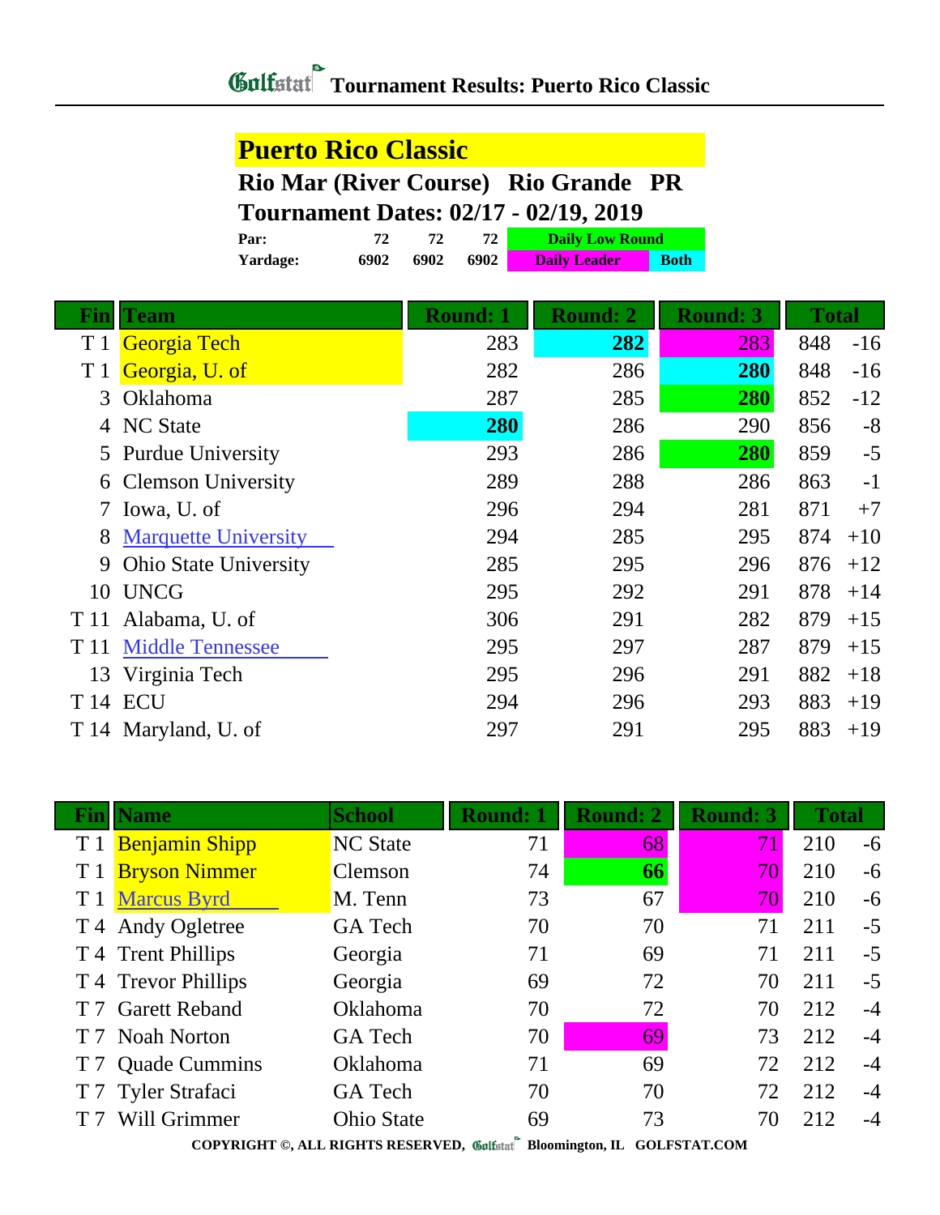# Tournament Results: Puerto Rico Classic

## Puerto Rico Classic

**Rio Mar (River Course) Rio Grande PR**

**Tournament Dates: 02/17 - 02/19, 2019**

| | | | | |
|---|---|---|---|---|
| **Par:** | 72 | 72 | 72 | Daily Low Round |
| **Yardage:** | 6902 | 6902 | 6902 | Daily Leader / Both |

| Fin | Team | Round: 1 | Round: 2 | Round: 3 | Total | |
|---|---|---|---|---|---|---|
| T 1 | Georgia Tech | 283 | **282** | 283 | 848 | -16 |
| T 1 | Georgia, U. of | 282 | 286 | **280** | 848 | -16 |
| 3 | Oklahoma | 287 | 285 | **280** | 852 | -12 |
| 4 | NC State | **280** | 286 | 290 | 856 | -8 |
| 5 | Purdue University | 293 | 286 | **280** | 859 | -5 |
| 6 | Clemson University | 289 | 288 | 286 | 863 | -1 |
| 7 | Iowa, U. of | 296 | 294 | 281 | 871 | +7 |
| 8 | Marquette University | 294 | 285 | 295 | 874 | +10 |
| 9 | Ohio State University | 285 | 295 | 296 | 876 | +12 |
| 10 | UNCG | 295 | 292 | 291 | 878 | +14 |
| T 11 | Alabama, U. of | 306 | 291 | 282 | 879 | +15 |
| T 11 | Middle Tennessee | 295 | 297 | 287 | 879 | +15 |
| 13 | Virginia Tech | 295 | 296 | 291 | 882 | +18 |
| T 14 | ECU | 294 | 296 | 293 | 883 | +19 |
| T 14 | Maryland, U. of | 297 | 291 | 295 | 883 | +19 |

| Fin | Name | School | Round: 1 | Round: 2 | Round: 3 | Total | |
|---|---|---|---|---|---|---|---|
| T 1 | Benjamin Shipp | NC State | 71 | 68 | 71 | 210 | -6 |
| T 1 | Bryson Nimmer | Clemson | 74 | **66** | 70 | 210 | -6 |
| T 1 | Marcus Byrd | M. Tenn | 73 | 67 | 70 | 210 | -6 |
| T 4 | Andy Ogletree | GA Tech | 70 | 70 | 71 | 211 | -5 |
| T 4 | Trent Phillips | Georgia | 71 | 69 | 71 | 211 | -5 |
| T 4 | Trevor Phillips | Georgia | 69 | 72 | 70 | 211 | -5 |
| T 7 | Garett Reband | Oklahoma | 70 | 72 | 70 | 212 | -4 |
| T 7 | Noah Norton | GA Tech | 70 | 69 | 73 | 212 | -4 |
| T 7 | Quade Cummins | Oklahoma | 71 | 69 | 72 | 212 | -4 |
| T 7 | Tyler Strafaci | GA Tech | 70 | 70 | 72 | 212 | -4 |
| T 7 | Will Grimmer | Ohio State | 69 | 73 | 70 | 212 | -4 |

COPYRIGHT ©, ALL RIGHTS RESERVED, Golfstat Bloomington, IL GOLFSTAT.COM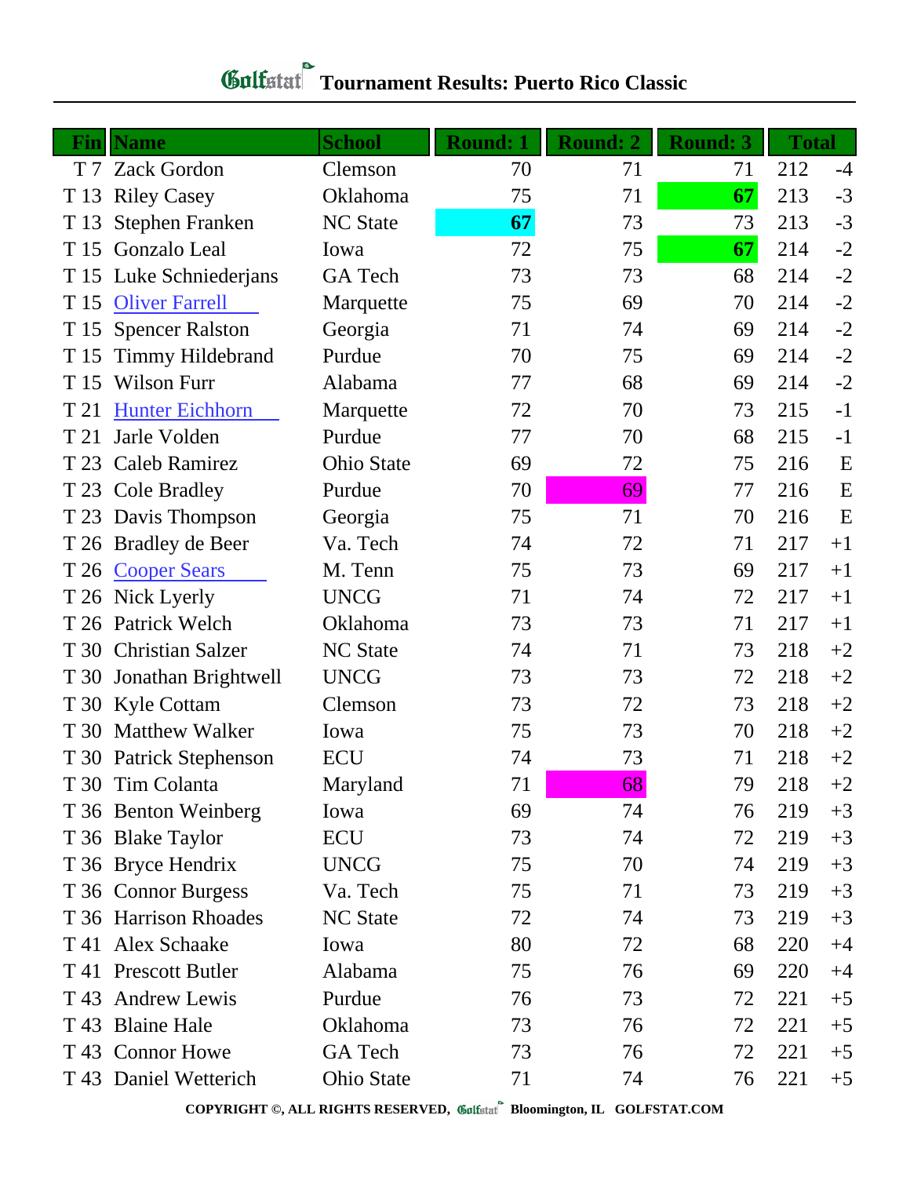# Golfstat Tournament Results: Puerto Rico Classic

| Fin | Name | School | Round: 1 | Round: 2 | Round: 3 | Total | |
|---|---|---|---|---|---|---|---|
| T 7 | Zack Gordon | Clemson | 70 | 71 | 71 | 212 | -4 |
| T 13 | Riley Casey | Oklahoma | 75 | 71 | **67** | 213 | -3 |
| T 13 | Stephen Franken | NC State | **67** | 73 | 73 | 213 | -3 |
| T 15 | Gonzalo Leal | Iowa | 72 | 75 | **67** | 214 | -2 |
| T 15 | Luke Schniederjans | GA Tech | 73 | 73 | 68 | 214 | -2 |
| T 15 | Oliver Farrell | Marquette | 75 | 69 | 70 | 214 | -2 |
| T 15 | Spencer Ralston | Georgia | 71 | 74 | 69 | 214 | -2 |
| T 15 | Timmy Hildebrand | Purdue | 70 | 75 | 69 | 214 | -2 |
| T 15 | Wilson Furr | Alabama | 77 | 68 | 69 | 214 | -2 |
| T 21 | Hunter Eichhorn | Marquette | 72 | 70 | 73 | 215 | -1 |
| T 21 | Jarle Volden | Purdue | 77 | 70 | 68 | 215 | -1 |
| T 23 | Caleb Ramirez | Ohio State | 69 | 72 | 75 | 216 | E |
| T 23 | Cole Bradley | Purdue | 70 | 69 | 77 | 216 | E |
| T 23 | Davis Thompson | Georgia | 75 | 71 | 70 | 216 | E |
| T 26 | Bradley de Beer | Va. Tech | 74 | 72 | 71 | 217 | +1 |
| T 26 | Cooper Sears | M. Tenn | 75 | 73 | 69 | 217 | +1 |
| T 26 | Nick Lyerly | UNCG | 71 | 74 | 72 | 217 | +1 |
| T 26 | Patrick Welch | Oklahoma | 73 | 73 | 71 | 217 | +1 |
| T 30 | Christian Salzer | NC State | 74 | 71 | 73 | 218 | +2 |
| T 30 | Jonathan Brightwell | UNCG | 73 | 73 | 72 | 218 | +2 |
| T 30 | Kyle Cottam | Clemson | 73 | 72 | 73 | 218 | +2 |
| T 30 | Matthew Walker | Iowa | 75 | 73 | 70 | 218 | +2 |
| T 30 | Patrick Stephenson | ECU | 74 | 73 | 71 | 218 | +2 |
| T 30 | Tim Colanta | Maryland | 71 | 68 | 79 | 218 | +2 |
| T 36 | Benton Weinberg | Iowa | 69 | 74 | 76 | 219 | +3 |
| T 36 | Blake Taylor | ECU | 73 | 74 | 72 | 219 | +3 |
| T 36 | Bryce Hendrix | UNCG | 75 | 70 | 74 | 219 | +3 |
| T 36 | Connor Burgess | Va. Tech | 75 | 71 | 73 | 219 | +3 |
| T 36 | Harrison Rhoades | NC State | 72 | 74 | 73 | 219 | +3 |
| T 41 | Alex Schaake | Iowa | 80 | 72 | 68 | 220 | +4 |
| T 41 | Prescott Butler | Alabama | 75 | 76 | 69 | 220 | +4 |
| T 43 | Andrew Lewis | Purdue | 76 | 73 | 72 | 221 | +5 |
| T 43 | Blaine Hale | Oklahoma | 73 | 76 | 72 | 221 | +5 |
| T 43 | Connor Howe | GA Tech | 73 | 76 | 72 | 221 | +5 |
| T 43 | Daniel Wetterich | Ohio State | 71 | 74 | 76 | 221 | +5 |

COPYRIGHT ©, ALL RIGHTS RESERVED, Golfstat Bloomington, IL GOLFSTAT.COM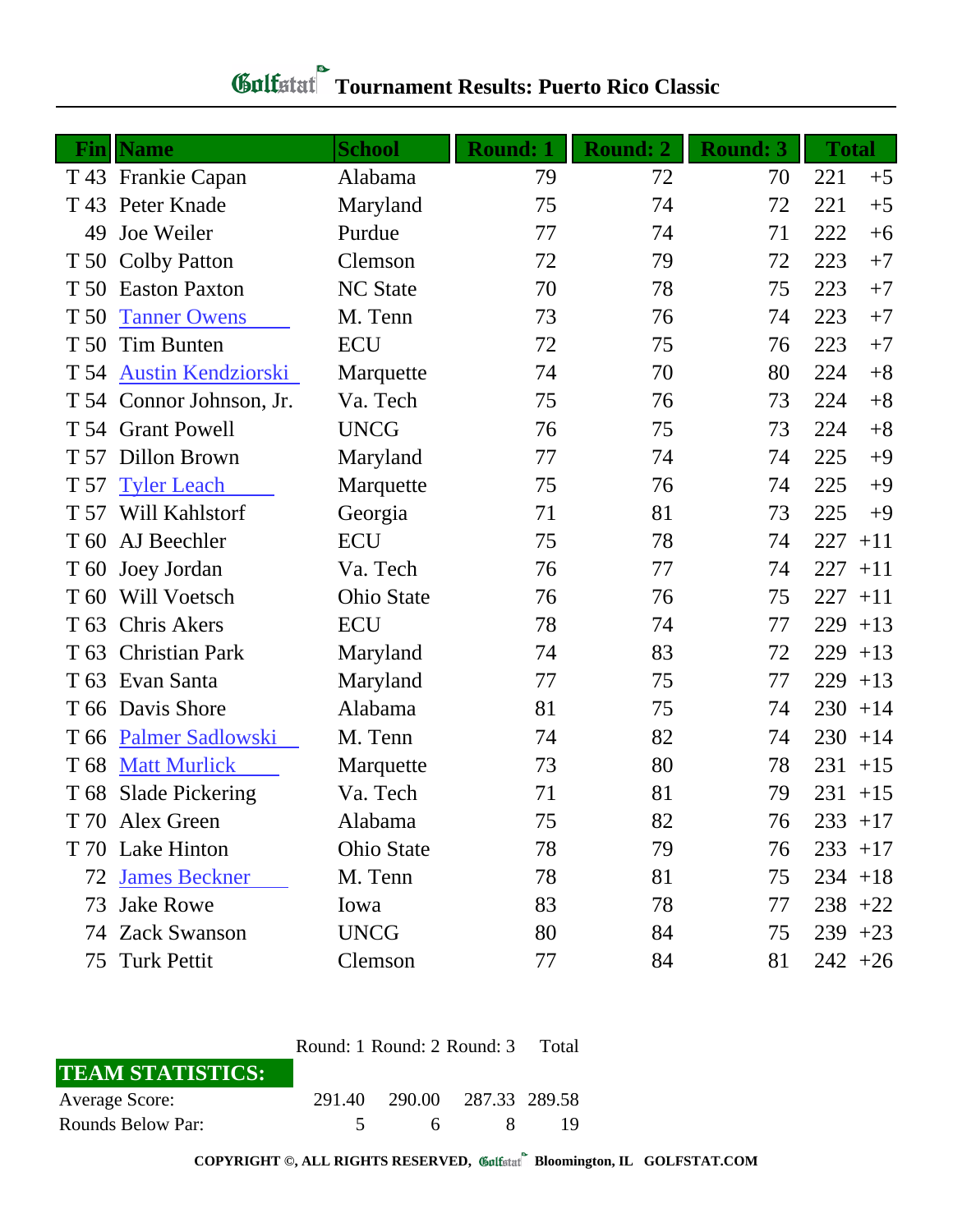# Golfstat Tournament Results: Puerto Rico Classic

| Fin | Name | School | Round: 1 | Round: 2 | Round: 3 | Total | |
|---|---|---|---|---|---|---|---|
| T 43 | Frankie Capan | Alabama | 79 | 72 | 70 | 221 | +5 |
| T 43 | Peter Knade | Maryland | 75 | 74 | 72 | 221 | +5 |
| 49 | Joe Weiler | Purdue | 77 | 74 | 71 | 222 | +6 |
| T 50 | Colby Patton | Clemson | 72 | 79 | 72 | 223 | +7 |
| T 50 | Easton Paxton | NC State | 70 | 78 | 75 | 223 | +7 |
| T 50 | Tanner Owens | M. Tenn | 73 | 76 | 74 | 223 | +7 |
| T 50 | Tim Bunten | ECU | 72 | 75 | 76 | 223 | +7 |
| T 54 | Austin Kendziorski | Marquette | 74 | 70 | 80 | 224 | +8 |
| T 54 | Connor Johnson, Jr. | Va. Tech | 75 | 76 | 73 | 224 | +8 |
| T 54 | Grant Powell | UNCG | 76 | 75 | 73 | 224 | +8 |
| T 57 | Dillon Brown | Maryland | 77 | 74 | 74 | 225 | +9 |
| T 57 | Tyler Leach | Marquette | 75 | 76 | 74 | 225 | +9 |
| T 57 | Will Kahlstorf | Georgia | 71 | 81 | 73 | 225 | +9 |
| T 60 | AJ Beechler | ECU | 75 | 78 | 74 | 227 | +11 |
| T 60 | Joey Jordan | Va. Tech | 76 | 77 | 74 | 227 | +11 |
| T 60 | Will Voetsch | Ohio State | 76 | 76 | 75 | 227 | +11 |
| T 63 | Chris Akers | ECU | 78 | 74 | 77 | 229 | +13 |
| T 63 | Christian Park | Maryland | 74 | 83 | 72 | 229 | +13 |
| T 63 | Evan Santa | Maryland | 77 | 75 | 77 | 229 | +13 |
| T 66 | Davis Shore | Alabama | 81 | 75 | 74 | 230 | +14 |
| T 66 | Palmer Sadlowski | M. Tenn | 74 | 82 | 74 | 230 | +14 |
| T 68 | Matt Murlick | Marquette | 73 | 80 | 78 | 231 | +15 |
| T 68 | Slade Pickering | Va. Tech | 71 | 81 | 79 | 231 | +15 |
| T 70 | Alex Green | Alabama | 75 | 82 | 76 | 233 | +17 |
| T 70 | Lake Hinton | Ohio State | 78 | 79 | 76 | 233 | +17 |
| 72 | James Beckner | M. Tenn | 78 | 81 | 75 | 234 | +18 |
| 73 | Jake Rowe | Iowa | 83 | 78 | 77 | 238 | +22 |
| 74 | Zack Swanson | UNCG | 80 | 84 | 75 | 239 | +23 |
| 75 | Turk Pettit | Clemson | 77 | 84 | 81 | 242 | +26 |

| TEAM STATISTICS: | Round: 1 | Round: 2 | Round: 3 | Total |
|---|---|---|---|---|
| Average Score: | 291.40 | 290.00 | 287.33 | 289.58 |
| Rounds Below Par: | 5 | 6 | 8 | 19 |

**COPYRIGHT ©, ALL RIGHTS RESERVED, Golfstat Bloomington, IL GOLFSTAT.COM**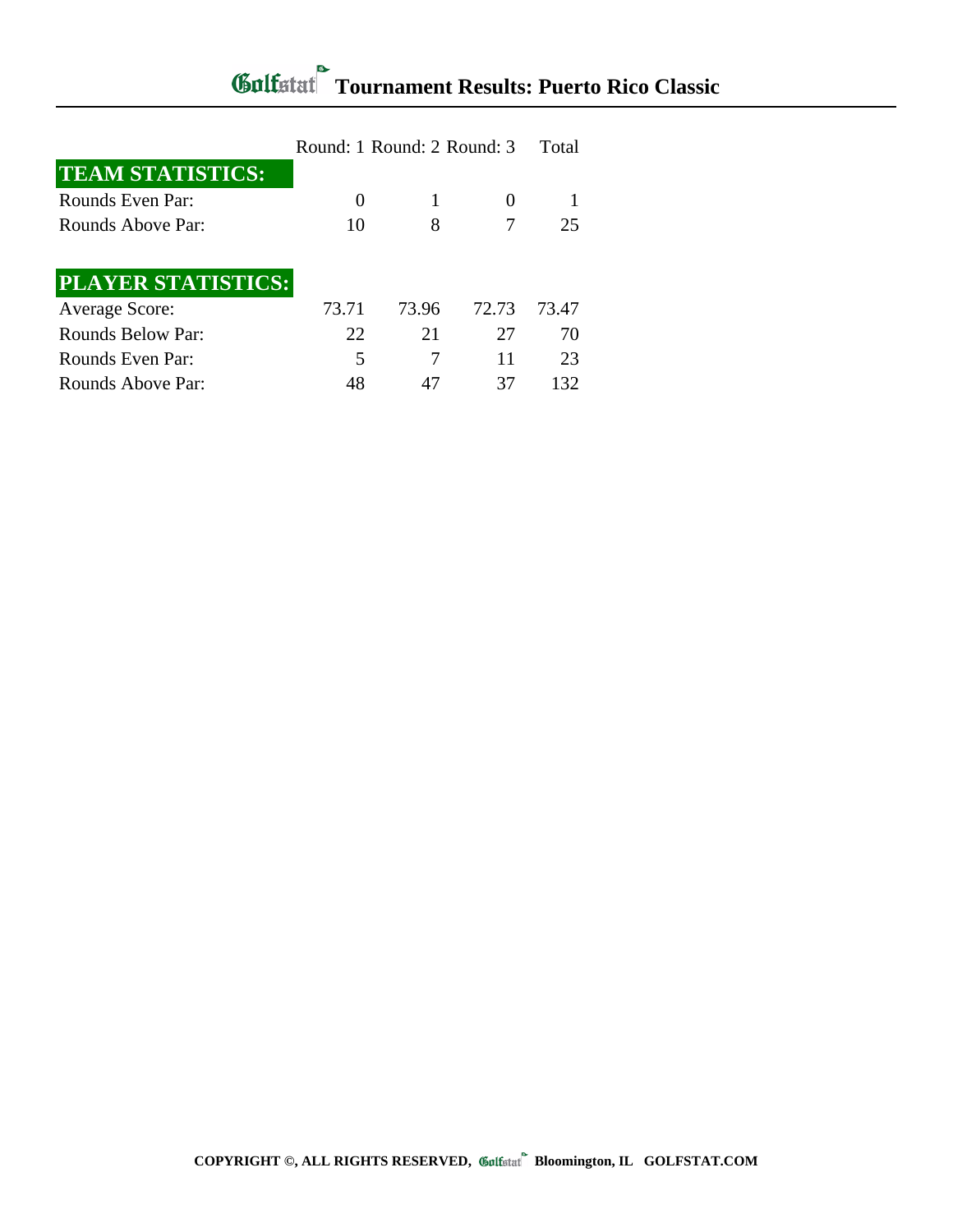# Golfstat Tournament Results: Puerto Rico Classic

| | Round: 1 | Round: 2 | Round: 3 | Total |
|---|---|---|---|---|
| **TEAM STATISTICS:** | | | | |
| Rounds Even Par: | 0 | 1 | 0 | 1 |
| Rounds Above Par: | 10 | 8 | 7 | 25 |
| | | | | |
| **PLAYER STATISTICS:** | | | | |
| Average Score: | 73.71 | 73.96 | 72.73 | 73.47 |
| Rounds Below Par: | 22 | 21 | 27 | 70 |
| Rounds Even Par: | 5 | 7 | 11 | 23 |
| Rounds Above Par: | 48 | 47 | 37 | 132 |

**COPYRIGHT ©, ALL RIGHTS RESERVED, Golfstat Bloomington, IL GOLFSTAT.COM**